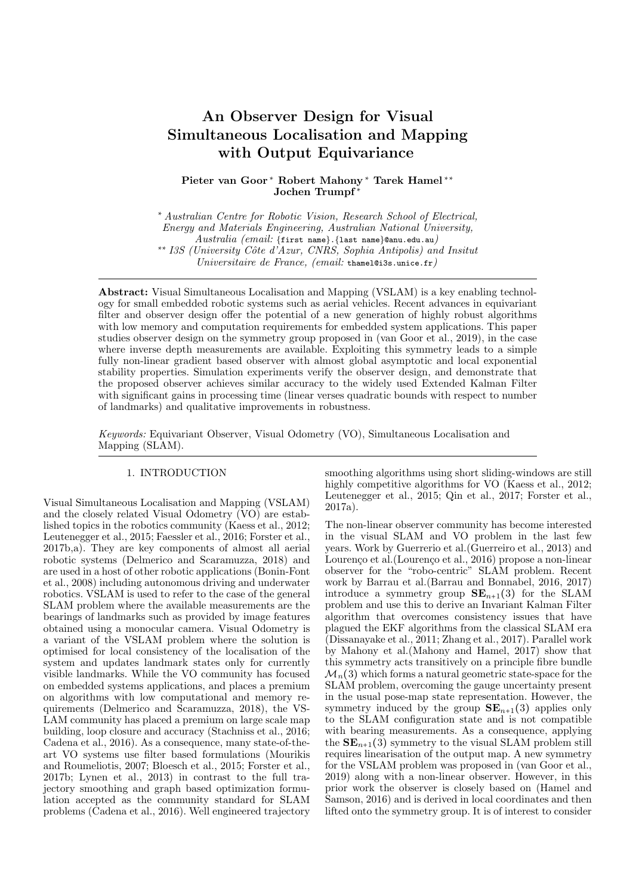# An Observer Design for Visual Simultaneous Localisation and Mapping with Output Equivariance

**Pieter van Goor** [*] **Robert Mahony** [*] **Tarek Hamel** [**] **Jochen Trumpf** [*]

[*] *Australian Centre for Robotic Vision, Research School of Electrical, Energy and Materials Engineering, Australian National University, Australia (email:* {first name}.{last name}@anu.edu.au*)*

[**] *I3S (University Côte d'Azur, CNRS, Sophia Antipolis) and Insitut Universitaire de France, (email:* thamel@i3s.unice.fr*)*

---

**Abstract:** Visual Simultaneous Localisation and Mapping (VSLAM) is a key enabling technology for small embedded robotic systems such as aerial vehicles. Recent advances in equivariant filter and observer design offer the potential of a new generation of highly robust algorithms with low memory and computation requirements for embedded system applications. This paper studies observer design on the symmetry group proposed in (van Goor et al., 2019), in the case where inverse depth measurements are available. Exploiting this symmetry leads to a simple fully non-linear gradient based observer with almost global asymptotic and local exponential stability properties. Simulation experiments verify the observer design, and demonstrate that the proposed observer achieves similar accuracy to the widely used Extended Kalman Filter with significant gains in processing time (linear verses quadratic bounds with respect to number of landmarks) and qualitative improvements in robustness.

*Keywords:* Equivariant Observer, Visual Odometry (VO), Simultaneous Localisation and Mapping (SLAM).

---

## 1. INTRODUCTION

Visual Simultaneous Localisation and Mapping (VSLAM) and the closely related Visual Odometry (VO) are established topics in the robotics community (Kaess et al., 2012; Leutenegger et al., 2015; Faessler et al., 2016; Forster et al., 2017b,a). They are key components of almost all aerial robotic systems (Delmerico and Scaramuzza, 2018) and are used in a host of other robotic applications (Bonin-Font et al., 2008) including autonomous driving and underwater robotics. VSLAM is used to refer to the case of the general SLAM problem where the available measurements are the bearings of landmarks such as provided by image features obtained using a monocular camera. Visual Odometry is a variant of the VSLAM problem where the solution is optimised for local consistency of the localisation of the system and updates landmark states only for currently visible landmarks. While the VO community has focused on embedded systems applications, and places a premium on algorithms with low computational and memory requirements (Delmerico and Scaramuzza, 2018), the VSLAM community has placed a premium on large scale map building, loop closure and accuracy (Stachniss et al., 2016; Cadena et al., 2016). As a consequence, many state-of-the-art VO systems use filter based formulations (Mourikis and Roumeliotis, 2007; Bloesch et al., 2015; Forster et al., 2017b; Lynen et al., 2013) in contrast to the full trajectory smoothing and graph based optimization formulation accepted as the community standard for SLAM problems (Cadena et al., 2016). Well engineered trajectory smoothing algorithms using short sliding-windows are still highly competitive algorithms for VO (Kaess et al., 2012; Leutenegger et al., 2015; Qin et al., 2017; Forster et al., 2017a).

The non-linear observer community has become interested in the visual SLAM and VO problem in the last few years. Work by Guerrerio et al.(Guerreiro et al., 2013) and Lourenço et al.(Lourenço et al., 2016) propose a non-linear observer for the "robo-centric" SLAM problem. Recent work by Barrau et al.(Barrau and Bonnabel, 2016, 2017) introduce a symmetry group $\mathbf{SE}_{n+1}(3)$ for the SLAM problem and use this to derive an Invariant Kalman Filter algorithm that overcomes consistency issues that have plagued the EKF algorithms from the classical SLAM era (Dissanayake et al., 2011; Zhang et al., 2017). Parallel work by Mahony et al.(Mahony and Hamel, 2017) show that this symmetry acts transitively on a principle fibre bundle $\mathcal{M}_n(3)$ which forms a natural geometric state-space for the SLAM problem, overcoming the gauge uncertainty present in the usual pose-map state representation. However, the symmetry induced by the group $\mathbf{SE}_{n+1}(3)$ applies only to the SLAM configuration state and is not compatible with bearing measurements. As a consequence, applying the $\mathbf{SE}_{n+1}(3)$ symmetry to the visual SLAM problem still requires linearisation of the output map. A new symmetry for the VSLAM problem was proposed in (van Goor et al., 2019) along with a non-linear observer. However, in this prior work the observer is closely based on (Hamel and Samson, 2016) and is derived in local coordinates and then lifted onto the symmetry group. It is of interest to consider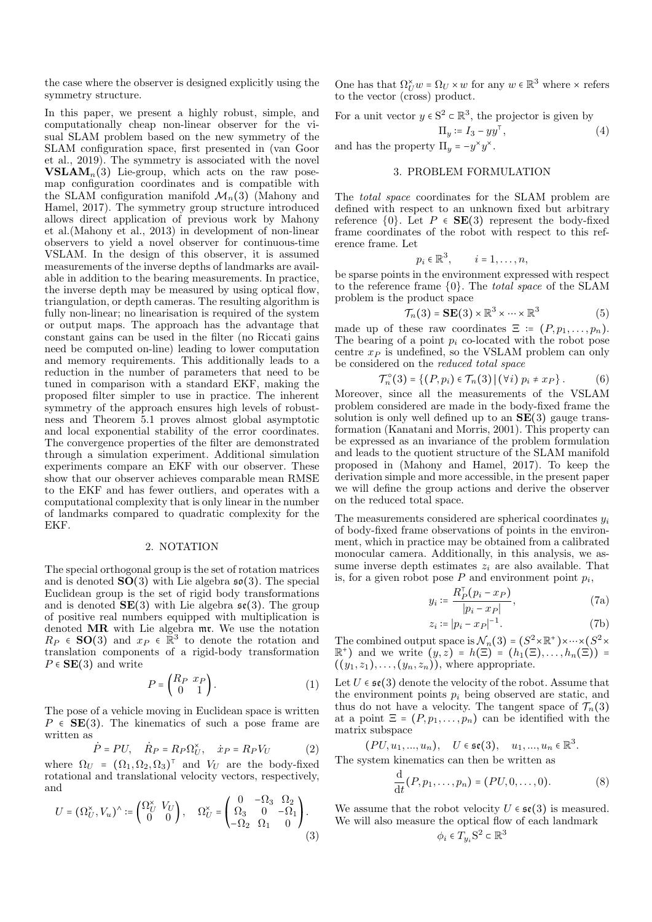the case where the observer is designed explicitly using the symmetry structure.

In this paper, we present a highly robust, simple, and computationally cheap non-linear observer for the visual SLAM problem based on the new symmetry of the SLAM configuration space, first presented in (van Goor et al., 2019). The symmetry is associated with the novel $\mathbf{VSLAM}_n(3)$ Lie-group, which acts on the raw pose-map configuration coordinates and is compatible with the SLAM configuration manifold $\mathcal{M}_n(3)$ (Mahony and Hamel, 2017). The symmetry group structure introduced allows direct application of previous work by Mahony et al.(Mahony et al., 2013) in development of non-linear observers to yield a novel observer for continuous-time VSLAM. In the design of this observer, it is assumed measurements of the inverse depths of landmarks are available in addition to the bearing measurements. In practice, the inverse depth may be measured by using optical flow, triangulation, or depth cameras. The resulting algorithm is fully non-linear; no linearisation is required of the system or output maps. The approach has the advantage that constant gains can be used in the filter (no Riccati gains need be computed on-line) leading to lower computation and memory requirements. This additionally leads to a reduction in the number of parameters that need to be tuned in comparison with a standard EKF, making the proposed filter simpler to use in practice. The inherent symmetry of the approach ensures high levels of robustness and Theorem 5.1 proves almost global asymptotic and local exponential stability of the error coordinates. The convergence properties of the filter are demonstrated through a simulation experiment. Additional simulation experiments compare an EKF with our observer. These show that our observer achieves comparable mean RMSE to the EKF and has fewer outliers, and operates with a computational complexity that is only linear in the number of landmarks compared to quadratic complexity for the EKF.

## 2. NOTATION

The special orthogonal group is the set of rotation matrices and is denoted $\mathbf{SO}(3)$ with Lie algebra $\mathfrak{so}(3)$. The special Euclidean group is the set of rigid body transformations and is denoted $\mathbf{SE}(3)$ with Lie algebra $\mathfrak{se}(3)$. The group of positive real numbers equipped with multiplication is denoted $\mathbf{MR}$ with Lie algebra $\mathfrak{mr}$. We use the notation $R_P \in \mathbf{SO}(3)$ and $x_P \in \mathbb{R}^3$ to denote the rotation and translation components of a rigid-body transformation $P \in \mathbf{SE}(3)$ and write

$$P = \begin{pmatrix} R_P & x_P \\ 0 & 1 \end{pmatrix}. \tag{1}$$

The pose of a vehicle moving in Euclidean space is written $P \in \mathbf{SE}(3)$. The kinematics of such a pose frame are written as

$$\dot{P} = PU, \quad \dot{R}_P = R_P \Omega_U^\times, \quad \dot{x}_P = R_P V_U \tag{2}$$

where $\Omega_U = (\Omega_1, \Omega_2, \Omega_3)^\top$ and $V_U$ are the body-fixed rotational and translational velocity vectors, respectively, and

$$U = (\Omega_U^\times, V_u)^\wedge := \begin{pmatrix} \Omega_U^\times & V_U \\ 0 & 0 \end{pmatrix}, \quad \Omega_U^\times = \begin{pmatrix} 0 & -\Omega_3 & \Omega_2 \\ \Omega_3 & 0 & -\Omega_1 \\ -\Omega_2 & \Omega_1 & 0 \end{pmatrix}. \tag{3}$$

One has that $\Omega_U^\times w = \Omega_U \times w$ for any $w \in \mathbb{R}^3$ where $\times$ refers to the vector (cross) product.

For a unit vector $y \in \mathrm{S}^2 \subset \mathbb{R}^3$, the projector is given by

$$\Pi_y := I_3 - yy^\top, \tag{4}$$

and has the property $\Pi_y = -y^\times y^\times$.

## 3. PROBLEM FORMULATION

The *total space* coordinates for the SLAM problem are defined with respect to an unknown fixed but arbitrary reference $\{0\}$. Let $P \in \mathbf{SE}(3)$ represent the body-fixed frame coordinates of the robot with respect to this reference frame. Let

$$p_i \in \mathbb{R}^3, \qquad i = 1, \ldots, n,$$

be sparse points in the environment expressed with respect to the reference frame $\{0\}$. The *total space* of the SLAM problem is the product space

$$\mathcal{T}_n(3) = \mathbf{SE}(3) \times \mathbb{R}^3 \times \cdots \times \mathbb{R}^3 \tag{5}$$

made up of these raw coordinates $\Xi := (P, p_1, \ldots, p_n)$. The bearing of a point $p_i$ co-located with the robot pose centre $x_P$ is undefined, so the VSLAM problem can only be considered on the *reduced total space*

$$\mathcal{T}_n^\circ(3) = \{(P, p_i) \in \mathcal{T}_n(3) \,|\, (\forall i)\; p_i \neq x_P\}. \tag{6}$$

Moreover, since all the measurements of the VSLAM problem considered are made in the body-fixed frame the solution is only well defined up to an $\mathbf{SE}(3)$ gauge transformation (Kanatani and Morris, 2001). This property can be expressed as an invariance of the problem formulation and leads to the quotient structure of the SLAM manifold proposed in (Mahony and Hamel, 2017). To keep the derivation simple and more accessible, in the present paper we will define the group actions and derive the observer on the reduced total space.

The measurements considered are spherical coordinates $y_i$ of body-fixed frame observations of points in the environment, which in practice may be obtained from a calibrated monocular camera. Additionally, in this analysis, we assume inverse depth estimates $z_i$ are also available. That is, for a given robot pose $P$ and environment point $p_i$,

$$y_i := \frac{R_P^\top (p_i - x_P)}{|p_i - x_P|}, \tag{7a}$$

$$z_i := |p_i - x_P|^{-1}. \tag{7b}$$

The combined output space is $\mathcal{N}_n(3) = (S^2 \times \mathbb{R}^+) \times \cdots \times (S^2 \times \mathbb{R}^+)$ and we write $(y, z) = h(\Xi) = (h_1(\Xi), \ldots, h_n(\Xi)) = ((y_1, z_1), \ldots, (y_n, z_n))$, where appropriate.

Let $U \in \mathfrak{se}(3)$ denote the velocity of the robot. Assume that the environment points $p_i$ being observed are static, and thus do not have a velocity. The tangent space of $\mathcal{T}_n(3)$ at a point $\Xi = (P, p_1, \ldots, p_n)$ can be identified with the matrix subspace

$$(PU, u_1, ..., u_n), \quad U \in \mathfrak{se}(3), \quad u_1, ..., u_n \in \mathbb{R}^3.$$

The system kinematics can then be written as

$$\frac{\mathrm{d}}{\mathrm{d}t}(P, p_1, \ldots, p_n) = (PU, 0, \ldots, 0). \tag{8}$$

We assume that the robot velocity $U \in \mathfrak{se}(3)$ is measured. We will also measure the optical flow of each landmark

$$\phi_i \in T_{y_i}\mathrm{S}^2 \subset \mathbb{R}^3$$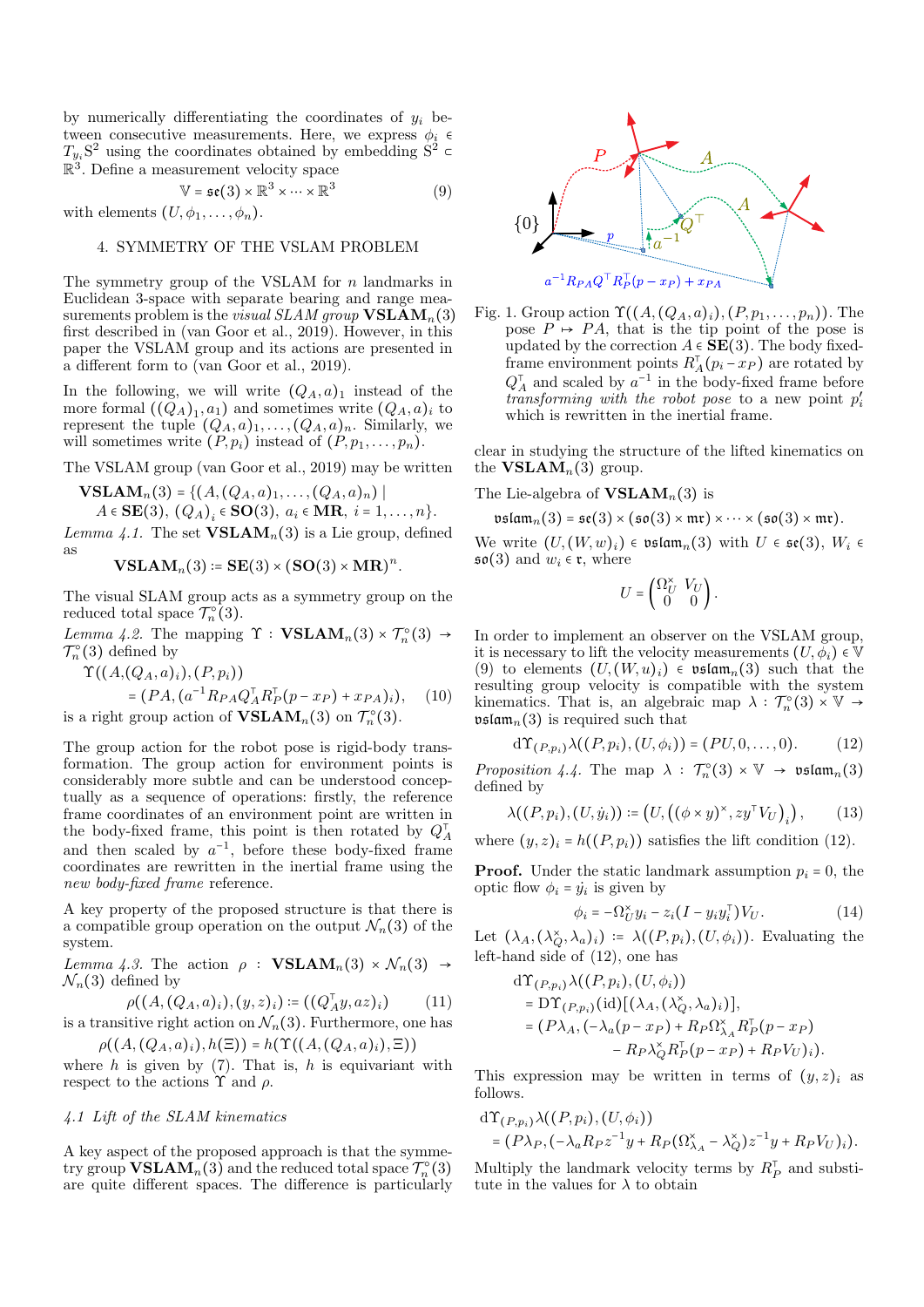by numerically differentiating the coordinates of $y_i$ between consecutive measurements. Here, we express $\phi_i \in T_{y_i}\mathrm{S}^2$ using the coordinates obtained by embedding $\mathrm{S}^2 \subset \mathbb{R}^3$. Define a measurement velocity space

$$\mathbb{V} = \mathfrak{se}(3) \times \mathbb{R}^3 \times \cdots \times \mathbb{R}^3 \tag{9}$$

with elements $(U, \phi_1, \dots, \phi_n)$.

## 4. SYMMETRY OF THE VSLAM PROBLEM

The symmetry group of the VSLAM for $n$ landmarks in Euclidean 3-space with separate bearing and range measurements problem is the *visual SLAM group* $\mathbf{VSLAM}_n(3)$ first described in (van Goor et al., 2019). However, in this paper the VSLAM group and its actions are presented in a different form to (van Goor et al., 2019).

In the following, we will write $(Q_A, a)_1$ instead of the more formal $((Q_A)_1, a_1)$ and sometimes write $(Q_A, a)_i$ to represent the tuple $(Q_A, a)_1, \dots, (Q_A, a)_n$. Similarly, we will sometimes write $(P, p_i)$ instead of $(P, p_1, \dots, p_n)$.

The VSLAM group (van Goor et al., 2019) may be written

$$\mathbf{VSLAM}_n(3) = \{(A, (Q_A, a)_1, \dots, (Q_A, a)_n) \mid A \in \mathbf{SE}(3),\ (Q_A)_i \in \mathbf{SO}(3),\ a_i \in \mathbf{MR},\ i = 1, \dots, n\}.$$

*Lemma 4.1.* The set $\mathbf{VSLAM}_n(3)$ is a Lie group, defined as

$$\mathbf{VSLAM}_n(3) := \mathbf{SE}(3) \times (\mathbf{SO}(3) \times \mathbf{MR})^n.$$

The visual SLAM group acts as a symmetry group on the reduced total space $\mathcal{T}_n^\circ(3)$.

*Lemma 4.2.* The mapping $\Upsilon : \mathbf{VSLAM}_n(3) \times \mathcal{T}_n^\circ(3) \to \mathcal{T}_n^\circ(3)$ defined by

$$\Upsilon((A, (Q_A, a)_i), (P, p_i)) = (PA, (a^{-1} R_{PA} Q_A^\top R_P^\top (p - x_P) + x_{PA})_i), \tag{10}$$

is a right group action of $\mathbf{VSLAM}_n(3)$ on $\mathcal{T}_n^\circ(3)$.

The group action for the robot pose is rigid-body transformation. The group action for environment points is considerably more subtle and can be understood conceptually as a sequence of operations: firstly, the reference frame coordinates of an environment point are written in the body-fixed frame, this point is then rotated by $Q_A^\top$ and then scaled by $a^{-1}$, before these body-fixed frame coordinates are rewritten in the inertial frame using the *new body-fixed frame* reference.

A key property of the proposed structure is that there is a compatible group operation on the output $\mathcal{N}_n(3)$ of the system.

*Lemma 4.3.* The action $\rho : \mathbf{VSLAM}_n(3) \times \mathcal{N}_n(3) \to \mathcal{N}_n(3)$ defined by

$$\rho((A, (Q_A, a)_i), (y, z)_i) := ((Q_A^\top y, az)_i) \tag{11}$$

is a transitive right action on $\mathcal{N}_n(3)$. Furthermore, one has

$$\rho((A, (Q_A, a)_i), h(\Xi)) = h(\Upsilon((A, (Q_A, a)_i), \Xi))$$

where $h$ is given by (7). That is, $h$ is equivariant with respect to the actions $\Upsilon$ and $\rho$.

### 4.1 Lift of the SLAM kinematics

A key aspect of the proposed approach is that the symmetry group $\mathbf{VSLAM}_n(3)$ and the reduced total space $\mathcal{T}_n^\circ(3)$ are quite different spaces. The difference is particularly clear in studying the structure of the lifted kinematics on the $\mathbf{VSLAM}_n(3)$ group.

Fig. 1. Group action $\Upsilon((A, (Q_A, a)_i), (P, p_1, \dots, p_n))$. The pose $P \mapsto PA$, that is the tip point of the pose is updated by the correction $A \in \mathbf{SE}(3)$. The body fixed-frame environment points $R_A^\top(p_i - x_P)$ are rotated by $Q_A^\top$ and scaled by $a^{-1}$ in the body-fixed frame before *transforming with the robot pose* to a new point $p_i'$ which is rewritten in the inertial frame.

The Lie-algebra of $\mathbf{VSLAM}_n(3)$ is

$$\mathfrak{vslam}_n(3) = \mathfrak{se}(3) \times (\mathfrak{so}(3) \times \mathfrak{mr}) \times \cdots \times (\mathfrak{so}(3) \times \mathfrak{mr}).$$

We write $(U, (W, w)_i) \in \mathfrak{vslam}_n(3)$ with $U \in \mathfrak{se}(3)$, $W_i \in \mathfrak{so}(3)$ and $w_i \in \mathfrak{r}$, where

$$U = \begin{pmatrix} \Omega_U^\times & V_U \\ 0 & 0 \end{pmatrix}.$$

In order to implement an observer on the VSLAM group, it is necessary to lift the velocity measurements $(U, \phi_i) \in \mathbb{V}$ (9) to elements $(U, (W, u)_i) \in \mathfrak{vslam}_n(3)$ such that the resulting group velocity is compatible with the system kinematics. That is, an algebraic map $\lambda : \mathcal{T}_n^\circ(3) \times \mathbb{V} \to \mathfrak{vslam}_n(3)$ is required such that

$$\mathrm{d}\Upsilon_{(P, p_i)} \lambda((P, p_i), (U, \phi_i)) = (PU, 0, \dots, 0). \tag{12}$$

*Proposition 4.4.* The map $\lambda : \mathcal{T}_n^\circ(3) \times \mathbb{V} \to \mathfrak{vslam}_n(3)$ defined by

$$\lambda((P, p_i), (U, \dot{y}_i)) := \left(U, \left((\phi \times y)^\times, z y^\top V_U\right)_i\right), \tag{13}$$

where $(y, z)_i = h((P, p_i))$ satisfies the lift condition (12).

**Proof.** Under the static landmark assumption $\dot{p}_i = 0$, the optic flow $\phi_i = \dot{y}_i$ is given by

$$\phi_i = -\Omega_U^\times y_i - z_i (I - y_i y_i^\top) V_U. \tag{14}$$

Let $(\lambda_A, (\lambda_Q^\times, \lambda_a)_i) := \lambda((P, p_i), (U, \phi_i))$. Evaluating the left-hand side of (12), one has

$$\begin{aligned}
&\mathrm{d}\Upsilon_{(P, p_i)} \lambda((P, p_i), (U, \phi_i)) \\
&= \mathrm{D}\Upsilon_{(P, p_i)}(\mathrm{id})[(\lambda_A, (\lambda_Q^\times, \lambda_a)_i)], \\
&= (P\lambda_A, (-\lambda_a (p - x_P) + R_P \Omega_{\lambda_A}^\times R_P^\top (p - x_P) \\
&\qquad - R_P \lambda_Q^\times R_P^\top (p - x_P) + R_P V_U)_i).
\end{aligned}$$

This expression may be written in terms of $(y, z)_i$ as follows.

$$\begin{aligned}
&\mathrm{d}\Upsilon_{(P, p_i)} \lambda((P, p_i), (U, \phi_i)) \\
&= (P\lambda_P, (-\lambda_a R_P z^{-1} y + R_P (\Omega_{\lambda_A}^\times - \lambda_Q^\times) z^{-1} y + R_P V_U)_i).
\end{aligned}$$

Multiply the landmark velocity terms by $R_P^\top$ and substitute in the values for $\lambda$ to obtain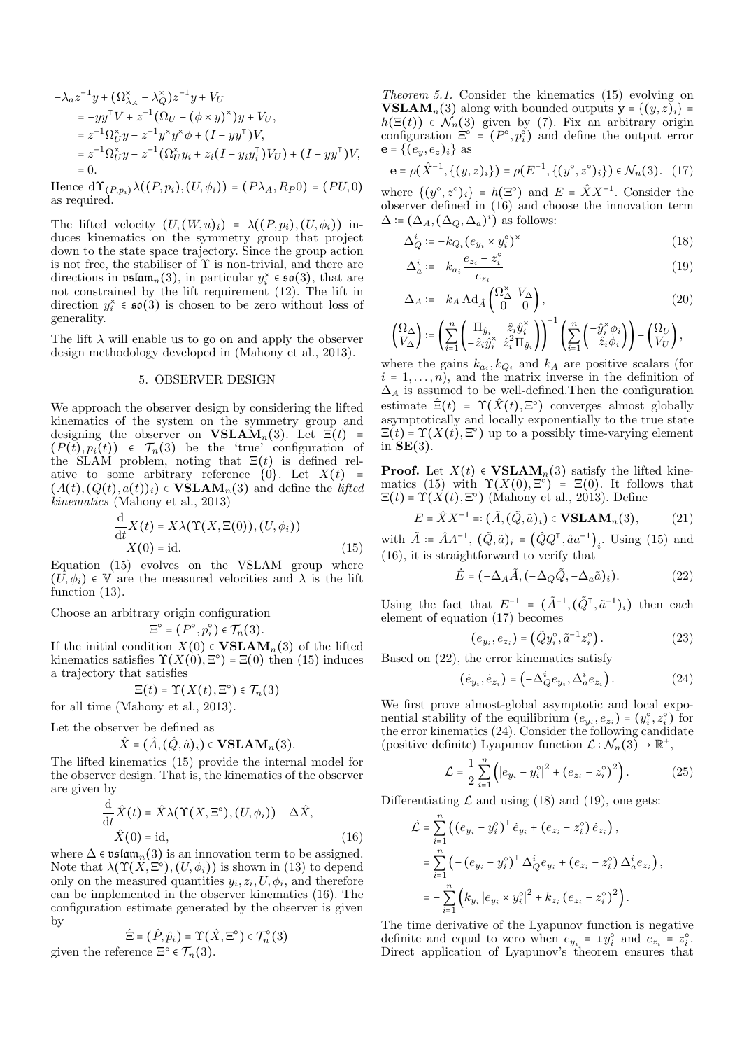$$
\begin{aligned}
-\lambda_a z^{-1} y &+ (\Omega_{\lambda_A}^\times - \lambda_Q^\times) z^{-1} y + V_U \\
&= -y y^\top V + z^{-1}(\Omega_U - (\phi \times y)^\times) y + V_U, \\
&= z^{-1}\Omega_U^\times y - z^{-1} y^\times y^\times \phi + (I - y y^\top) V, \\
&= z^{-1}\Omega_U^\times y - z^{-1}(\Omega_U^\times y_i + z_i (I - y_i y_i^\top) V_U) + (I - y y^\top) V, \\
&= 0.
\end{aligned}
$$

Hence $\mathrm{d}\Upsilon_{(P,p_i)} \lambda((P,p_i),(U,\phi_i)) = (P\lambda_A, R_P 0) = (PU, 0)$ as required.

The lifted velocity $(U,(W,u)_i) = \lambda((P,p_i),(U,\phi_i))$ induces kinematics on the symmetry group that project down to the state space trajectory. Since the group action is not free, the stabiliser of $\Upsilon$ is non-trivial, and there are directions in $\mathfrak{vslam}_n(3)$, in particular $y_i^\times \in \mathfrak{so}(3)$, that are not constrained by the lift requirement (12). The lift in direction $y_i^\times \in \mathfrak{so}(3)$ is chosen to be zero without loss of generality.

The lift $\lambda$ will enable us to go on and apply the observer design methodology developed in (Mahony et al., 2013).

## 5. OBSERVER DESIGN

We approach the observer design by considering the lifted kinematics of the system on the symmetry group and designing the observer on $\mathbf{VSLAM}_n(3)$. Let $\Xi(t) = (P(t), p_i(t)) \in \mathcal{T}_n(3)$ be the 'true' configuration of the SLAM problem, noting that $\Xi(t)$ is defined relative to some arbitrary reference $\{0\}$. Let $X(t) = (A(t), (Q(t), a(t))_i) \in \mathbf{VSLAM}_n(3)$ and define the *lifted kinematics* (Mahony et al., 2013)

$$
\begin{aligned}
\frac{\mathrm{d}}{\mathrm{d}t} X(t) &= X \lambda(\Upsilon(X, \Xi(0)), (U, \phi_i)) \\
X(0) &= \mathrm{id}.
\end{aligned} \tag{15}
$$

Equation (15) evolves on the VSLAM group where $(U, \phi_i) \in \mathbb{V}$ are the measured velocities and $\lambda$ is the lift function (13).

Choose an arbitrary origin configuration

$$
\Xi^\circ = (P^\circ, p_i^\circ) \in \mathcal{T}_n(3).
$$

If the initial condition $X(0) \in \mathbf{VSLAM}_n(3)$ of the lifted kinematics satisfies $\Upsilon(X(0), \Xi^\circ) = \Xi(0)$ then (15) induces a trajectory that satisfies

$$
\Xi(t) = \Upsilon(X(t), \Xi^\circ) \in \mathcal{T}_n(3)
$$

for all time (Mahony et al., 2013).

Let the observer be defined as

$$
\hat{X} = (\hat{A}, (\hat{Q}, \hat{a})_i) \in \mathbf{VSLAM}_n(3).
$$

The lifted kinematics (15) provide the internal model for the observer design. That is, the kinematics of the observer are given by

$$
\begin{aligned}
\frac{\mathrm{d}}{\mathrm{d}t} \hat{X}(t) &= \hat{X} \lambda(\Upsilon(X, \Xi^\circ), (U, \phi_i)) - \Delta \hat{X}, \\
\hat{X}(0) &= \mathrm{id},
\end{aligned} \tag{16}
$$

where $\Delta \in \mathfrak{vslam}_n(3)$ is an innovation term to be assigned. Note that $\lambda(\Upsilon(X, \Xi^\circ), (U, \phi_i))$ is shown in (13) to depend only on the measured quantities $y_i, z_i, U, \phi_i$, and therefore can be implemented in the observer kinematics (16). The configuration estimate generated by the observer is given by

$$
\hat{\Xi} = (\hat{P}, \hat{p}_i) = \Upsilon(\hat{X}, \Xi^\circ) \in \mathcal{T}_n^\circ(3)
$$

given the reference $\Xi^\circ \in \mathcal{T}_n(3)$.

*Theorem 5.1.* Consider the kinematics (15) evolving on $\mathbf{VSLAM}_n(3)$ along with bounded outputs $\mathbf{y} = \{(y, z)_i\} = h(\Xi(t)) \in \mathcal{N}_n(3)$ given by (7). Fix an arbitrary origin configuration $\Xi^\circ = (P^\circ, p_i^\circ)$ and define the output error $\mathbf{e} = \{(e_y, e_z)_i\}$ as

$$
\mathbf{e} = \rho(\hat{X}^{-1}, \{(y, z)_i\}) = \rho(E^{-1}, \{(y^\circ, z^\circ)_i\}) \in \mathcal{N}_n(3). \tag{17}
$$

where $\{(y^\circ, z^\circ)_i\} = h(\Xi^\circ)$ and $E = \hat{X} X^{-1}$. Consider the observer defined in (16) and choose the innovation term $\Delta := (\Delta_A, (\Delta_Q, \Delta_a)^i)$ as follows:

$$
\Delta_Q^i := -k_{Q_i} (e_{y_i} \times y_i^\circ)^\times \tag{18}
$$

$$
\Delta_a^i := -k_{a_i} \frac{e_{z_i} - z_i^\circ}{e_{z_i}} \tag{19}
$$

$$
\Delta_A := -k_A \operatorname{Ad}_{\hat{A}} \begin{pmatrix} \Omega_\Delta^\times & V_\Delta \\ 0 & 0 \end{pmatrix}, \tag{20}
$$

$$
\begin{pmatrix} \Omega_\Delta \\ V_\Delta \end{pmatrix} := \left( \sum_{i=1}^n \begin{pmatrix} \Pi_{\hat{y}_i} & \hat{z}_i \hat{y}_i^\times \\ -\hat{z}_i \hat{y}_i^\times & \hat{z}_i^2 \Pi_{\hat{y}_i} \end{pmatrix} \right)^{-1} \left( \sum_{i=1}^n \begin{pmatrix} -\hat{y}_i^\times \phi_i \\ -\hat{z}_i \phi_i \end{pmatrix} \right) - \begin{pmatrix} \Omega_U \\ V_U \end{pmatrix},
$$

where the gains $k_{a_i}, k_{Q_i}$ and $k_A$ are positive scalars (for $i = 1, \ldots, n$), and the matrix inverse in the definition of $\Delta_A$ is assumed to be well-defined. Then the configuration estimate $\hat{\Xi}(t) = \Upsilon(\hat{X}(t), \Xi^\circ)$ converges almost globally asymptotically and locally exponentially to the true state $\Xi(t) = \Upsilon(X(t), \Xi^\circ)$ up to a possibly time-varying element in $\mathbf{SE}(3)$.

**Proof.** Let $X(t) \in \mathbf{VSLAM}_n(3)$ satisfy the lifted kinematics (15) with $\Upsilon(X(0), \Xi^\circ) = \Xi(0)$. It follows that $\Xi(t) = \Upsilon(X(t), \Xi^\circ)$ (Mahony et al., 2013). Define

$$
E = \hat{X} X^{-1} =: (\tilde{A}, (\tilde{Q}, \tilde{a})_i) \in \mathbf{VSLAM}_n(3), \tag{21}
$$

with $\tilde{A} := \hat{A} A^{-1}$, $(\tilde{Q}, \tilde{a})_i = (\hat{Q} Q^\top, \hat{a} a^{-1})_i$. Using (15) and (16), it is straightforward to verify that

$$
\dot{E} = (-\Delta_A \tilde{A}, (-\Delta_Q \tilde{Q}, -\Delta_a \tilde{a})_i). \tag{22}
$$

Using the fact that $E^{-1} = (\tilde{A}^{-1}, (\tilde{Q}^\top, \tilde{a}^{-1})_i)$ then each element of equation (17) becomes

$$
(e_{y_i}, e_{z_i}) = \left( \tilde{Q} y_i^\circ, \tilde{a}^{-1} z_i^\circ \right). \tag{23}
$$

Based on (22), the error kinematics satisfy

$$
(\dot{e}_{y_i}, \dot{e}_{z_i}) = \left( -\Delta_Q^i e_{y_i}, \Delta_a^i e_{z_i} \right). \tag{24}
$$

We first prove almost-global asymptotic and local exponential stability of the equilibrium $(e_{y_i}, e_{z_i}) = (y_i^\circ, z_i^\circ)$ for the error kinematics (24). Consider the following candidate (positive definite) Lyapunov function $\mathcal{L} : \mathcal{N}_n(3) \to \mathbb{R}^+$,

$$
\mathcal{L} = \frac{1}{2} \sum_{i=1}^n \left( |e_{y_i} - y_i^\circ|^2 + (e_{z_i} - z_i^\circ)^2 \right). \tag{25}
$$

Differentiating $\mathcal{L}$ and using (18) and (19), one gets:

$$
\begin{aligned}
\dot{\mathcal{L}} &= \sum_{i=1}^n \left( (e_{y_i} - y_i^\circ)^\top \dot{e}_{y_i} + (e_{z_i} - z_i^\circ) \dot{e}_{z_i} \right), \\
&= \sum_{i=1}^n \left( -(e_{y_i} - y_i^\circ)^\top \Delta_Q^i e_{y_i} + (e_{z_i} - z_i^\circ) \Delta_a^i e_{z_i} \right), \\
&= -\sum_{i=1}^n \left( k_{y_i} |e_{y_i} \times y_i^\circ|^2 + k_{z_i} (e_{z_i} - z_i^\circ)^2 \right).
\end{aligned}
$$

The time derivative of the Lyapunov function is negative definite and equal to zero when $e_{y_i} = \pm y_i^\circ$ and $e_{z_i} = z_i^\circ$. Direct application of Lyapunov's theorem ensures that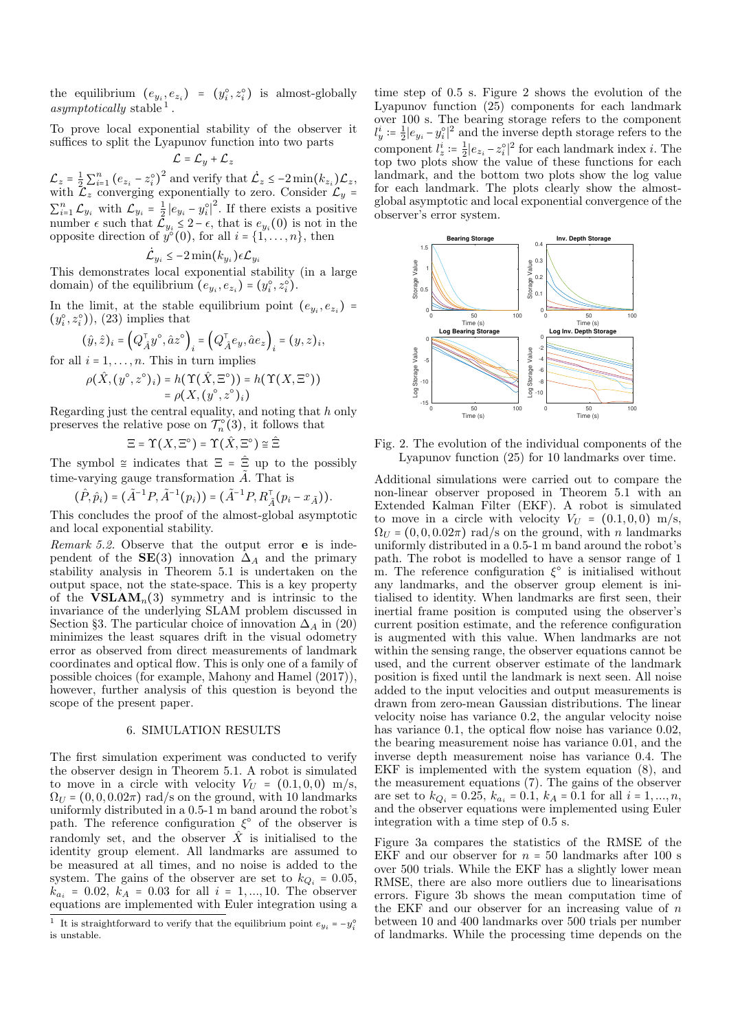the equilibrium $(e_{y_i}, e_{z_i}) = (y_i^\circ, z_i^\circ)$ is almost-globally *asymptotically* stable[1].

To prove local exponential stability of the observer it suffices to split the Lyapunov function into two parts

$$\mathcal{L} = \mathcal{L}_y + \mathcal{L}_z$$

$\mathcal{L}_z = \frac{1}{2}\sum_{i=1}^n (e_{z_i} - z_i^\circ)^2$ and verify that $\dot{\mathcal{L}}_z \leq -2\min(k_{z_i})\mathcal{L}_z$, with $\mathcal{L}_z$ converging exponentially to zero. Consider $\mathcal{L}_y = \sum_{i=1}^n \mathcal{L}_{y_i}$ with $\mathcal{L}_{y_i} = \frac{1}{2}|e_{y_i} - y_i^\circ|^2$. If there exists a positive number $\epsilon$ such that $\mathcal{L}_{y_i} \leq 2 - \epsilon$, that is $e_{y_i}(0)$ is not in the opposite direction of $y^\circ(0)$, for all $i = \{1, \ldots, n\}$, then

$$\dot{\mathcal{L}}_{y_i} \leq -2\min(k_{y_i})\epsilon\mathcal{L}_{y_i}$$

This demonstrates local exponential stability (in a large domain) of the equilibrium $(e_{y_i}, e_{z_i}) = (y_i^\circ, z_i^\circ)$.

In the limit, at the stable equilibrium point $(e_{y_i}, e_{z_i}) = (y_i^\circ, z_i^\circ)$, (23) implies that

$$(\hat{y}, \hat{z})_i = \left(Q_{\tilde{A}}^\top y^\circ, \hat{a}z^\circ\right)_i = \left(Q_{\tilde{A}}^\top e_y, \hat{a}e_z\right)_i = (y, z)_i,$$

for all $i = 1, \ldots, n$. This in turn implies

$$\begin{aligned}\rho(\hat{X}, (y^\circ, z^\circ)_i) &= h(\Upsilon(\hat{X}, \Xi^\circ)) = h(\Upsilon(X, \Xi^\circ)) \\ &= \rho(X, (y^\circ, z^\circ)_i)\end{aligned}$$

Regarding just the central equality, and noting that $h$ only preserves the relative pose on $\mathcal{T}_n^\circ(3)$, it follows that

$$\Xi = \Upsilon(X, \Xi^\circ) \cong \Upsilon(\hat{X}, \Xi^\circ) \cong \hat{\Xi}$$

The symbol $\cong$ indicates that $\Xi = \hat{\Xi}$ up to the possibly time-varying gauge transformation $\tilde{A}$. That is

$$(\hat{P}, \hat{p}_i) = (\tilde{A}^{-1}P, \tilde{A}^{-1}(p_i)) = (\tilde{A}^{-1}P, R_{\tilde{A}}^\top(p_i - x_{\tilde{A}})).$$

This concludes the proof of the almost-global asymptotic and local exponential stability.

*Remark 5.2.* Observe that the output error $\mathbf{e}$ is independent of the $\mathbf{SE}(3)$ innovation $\Delta_A$ and the primary stability analysis in Theorem 5.1 is undertaken on the output space, not the state-space. This is a key property of the $\mathbf{VSLAM}_n(3)$ symmetry and is intrinsic to the invariance of the underlying SLAM problem discussed in Section §3. The particular choice of innovation $\Delta_A$ in (20) minimizes the least squares drift in the visual odometry error as observed from direct measurements of landmark coordinates and optical flow. This is only one of a family of possible choices (for example, Mahony and Hamel (2017)), however, further analysis of this question is beyond the scope of the present paper.

## 6. SIMULATION RESULTS

The first simulation experiment was conducted to verify the observer design in Theorem 5.1. A robot is simulated to move in a circle with velocity $V_U = (0.1, 0, 0)$ m/s, $\Omega_U = (0, 0, 0.02\pi)$ rad/s on the ground, with 10 landmarks uniformly distributed in a 0.5-1 m band around the robot's path. The reference configuration $\xi^\circ$ of the observer is randomly set, and the observer $\hat{X}$ is initialised to the identity group element. All landmarks are assumed to be measured at all times, and no noise is added to the system. The gains of the observer are set to $k_{Q_i} = 0.05$, $k_{a_i} = 0.02$, $k_A = 0.03$ for all $i = 1, \ldots, 10$. The observer equations are implemented with Euler integration using a time step of 0.5 s. Figure 2 shows the evolution of the Lyapunov function (25) components for each landmark over 100 s. The bearing storage refers to the component $l_y^i := \frac{1}{2}|e_{y_i} - y_i^\circ|^2$ and the inverse depth storage refers to the component $l_z^i := \frac{1}{2}|e_{z_i} - z_i^\circ|^2$ for each landmark index $i$. The top two plots show the value of these functions for each landmark, and the bottom two plots show the log value for each landmark. The plots clearly show the almost-global asymptotic and local exponential convergence of the observer's error system.

Fig. 2. The evolution of the individual components of the Lyapunov function (25) for 10 landmarks over time.

Additional simulations were carried out to compare the non-linear observer proposed in Theorem 5.1 with an Extended Kalman Filter (EKF). A robot is simulated to move in a circle with velocity $V_U = (0.1, 0, 0)$ m/s, $\Omega_U = (0, 0, 0.02\pi)$ rad/s on the ground, with $n$ landmarks uniformly distributed in a 0.5-1 m band around the robot's path. The robot is modelled to have a sensor range of 1 m. The reference configuration $\xi^\circ$ is initialised without any landmarks, and the observer group element is initialised to identity. When landmarks are first seen, their inertial frame position is computed using the observer's current position estimate, and the reference configuration is augmented with this value. When landmarks are not within the sensing range, the observer equations cannot be used, and the current observer estimate of the landmark position is fixed until the landmark is next seen. All noise added to the input velocities and output measurements is drawn from zero-mean Gaussian distributions. The linear velocity noise has variance 0.2, the angular velocity noise has variance 0.1, the optical flow noise has variance 0.02, the bearing measurement noise has variance 0.01, and the inverse depth measurement noise has variance 0.4. The EKF is implemented with the system equation (8), and the measurement equations (7). The gains of the observer are set to $k_{Q_i} = 0.25$, $k_{a_i} = 0.1$, $k_A = 0.1$ for all $i = 1, \ldots, n$, and the observer equations were implemented using Euler integration with a time step of 0.5 s.

Figure 3a compares the statistics of the RMSE of the EKF and our observer for $n = 50$ landmarks after 100 s over 500 trials. While the EKF has a slightly lower mean RMSE, there are also more outliers due to linearisations errors. Figure 3b shows the mean computation time of the EKF and our observer for an increasing value of $n$ between 10 and 400 landmarks over 500 trials per number of landmarks. While the processing time depends on the

[1] It is straightforward to verify that the equilibrium point $e_{y_i} = -y_i^\circ$ is unstable.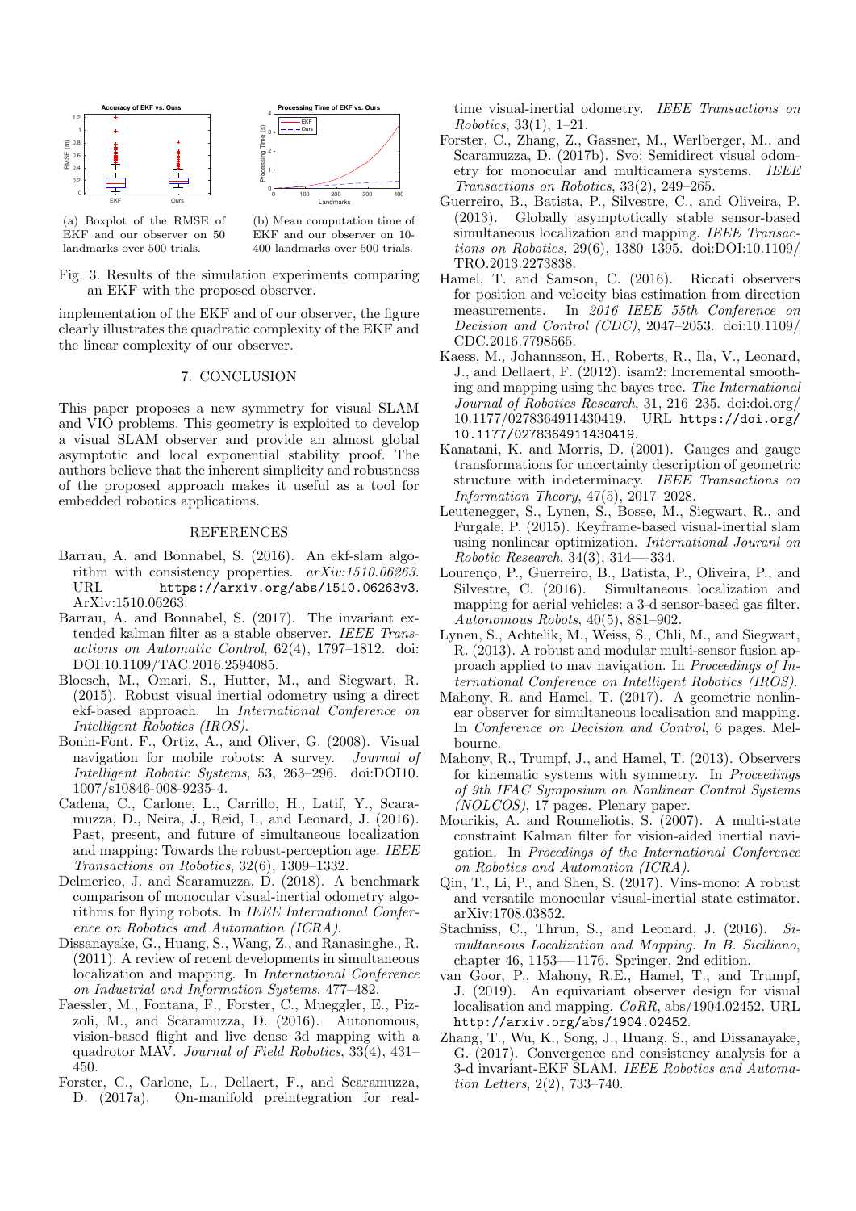Accuracy of EKF vs. Ours

RMSE (m)

1.2
1
0.8
0.6
0.4
0.2
0

EKF
Ours

(a) Boxplot of the RMSE of EKF and our observer on 50 landmarks over 500 trials.

Processing Time of EKF vs. Ours

Processing Time (s)

4
3
2
1
0

0 100 200 300 400

Landmarks

EKF
Ours

(b) Mean computation time of EKF and our observer on 10-400 landmarks over 500 trials.

Fig. 3. Results of the simulation experiments comparing an EKF with the proposed observer.

implementation of the EKF and of our observer, the figure clearly illustrates the quadratic complexity of the EKF and the linear complexity of our observer.

## 7. CONCLUSION

This paper proposes a new symmetry for visual SLAM and VIO problems. This geometry is exploited to develop a visual SLAM observer and provide an almost global asymptotic and local exponential stability proof. The authors believe that the inherent simplicity and robustness of the proposed approach makes it useful as a tool for embedded robotics applications.

## REFERENCES

Barrau, A. and Bonnabel, S. (2016). An ekf-slam algorithm with consistency properties. *arXiv:1510.06263*. URL https://arxiv.org/abs/1510.06263v3. ArXiv:1510.06263.

Barrau, A. and Bonnabel, S. (2017). The invariant extended kalman filter as a stable observer. *IEEE Transactions on Automatic Control*, 62(4), 1797–1812. doi: DOI:10.1109/TAC.2016.2594085.

Bloesch, M., Omari, S., Hutter, M., and Siegwart, R. (2015). Robust visual inertial odometry using a direct ekf-based approach. In *International Conference on Intelligent Robotics (IROS)*.

Bonin-Font, F., Ortiz, A., and Oliver, G. (2008). Visual navigation for mobile robots: A survey. *Journal of Intelligent Robotic Systems*, 53, 263–296. doi:DOI10.1007/s10846-008-9235-4.

Cadena, C., Carlone, L., Carrillo, H., Latif, Y., Scaramuzza, D., Neira, J., Reid, I., and Leonard, J. (2016). Past, present, and future of simultaneous localization and mapping: Towards the robust-perception age. *IEEE Transactions on Robotics*, 32(6), 1309–1332.

Delmerico, J. and Scaramuzza, D. (2018). A benchmark comparison of monocular visual-inertial odometry algorithms for flying robots. In *IEEE International Conference on Robotics and Automation (ICRA)*.

Dissanayake, G., Huang, S., Wang, Z., and Ranasinghe., R. (2011). A review of recent developments in simultaneous localization and mapping. In *International Conference on Industrial and Information Systems*, 477–482.

Faessler, M., Fontana, F., Forster, C., Mueggler, E., Pizzoli, M., and Scaramuzza, D. (2016). Autonomous, vision-based flight and live dense 3d mapping with a quadrotor MAV. *Journal of Field Robotics*, 33(4), 431–450.

Forster, C., Carlone, L., Dellaert, F., and Scaramuzza, D. (2017a). On-manifold preintegration for real-time visual-inertial odometry. *IEEE Transactions on Robotics*, 33(1), 1–21.

Forster, C., Zhang, Z., Gassner, M., Werlberger, M., and Scaramuzza, D. (2017b). Svo: Semidirect visual odometry for monocular and multicamera systems. *IEEE Transactions on Robotics*, 33(2), 249–265.

Guerreiro, B., Batista, P., Silvestre, C., and Oliveira, P. (2013). Globally asymptotically stable sensor-based simultaneous localization and mapping. *IEEE Transactions on Robotics*, 29(6), 1380–1395. doi:DOI:10.1109/TRO.2013.2273838.

Hamel, T. and Samson, C. (2016). Riccati observers for position and velocity bias estimation from direction measurements. In *2016 IEEE 55th Conference on Decision and Control (CDC)*, 2047–2053. doi:10.1109/CDC.2016.7798565.

Kaess, M., Johannsson, H., Roberts, R., Ila, V., Leonard, J., and Dellaert, F. (2012). isam2: Incremental smoothing and mapping using the bayes tree. *The International Journal of Robotics Research*, 31, 216–235. doi:doi.org/10.1177/0278364911430419. URL https://doi.org/10.1177/0278364911430419.

Kanatani, K. and Morris, D. (2001). Gauges and gauge transformations for uncertainty description of geometric structure with indeterminacy. *IEEE Transactions on Information Theory*, 47(5), 2017–2028.

Leutenegger, S., Lynen, S., Bosse, M., Siegwart, R., and Furgale, P. (2015). Keyframe-based visual-inertial slam using nonlinear optimization. *International Jouranl on Robotic Research*, 34(3), 314—-334.

Lourenço, P., Guerreiro, B., Batista, P., Oliveira, P., and Silvestre, C. (2016). Simultaneous localization and mapping for aerial vehicles: a 3-d sensor-based gas filter. *Autonomous Robots*, 40(5), 881–902.

Lynen, S., Achtelik, M., Weiss, S., Chli, M., and Siegwart, R. (2013). A robust and modular multi-sensor fusion approach applied to mav navigation. In *Proceedings of International Conference on Intelligent Robotics (IROS)*.

Mahony, R. and Hamel, T. (2017). A geometric nonlinear observer for simultaneous localisation and mapping. In *Conference on Decision and Control*, 6 pages. Melbourne.

Mahony, R., Trumpf, J., and Hamel, T. (2013). Observers for kinematic systems with symmetry. In *Proceedings of 9th IFAC Symposium on Nonlinear Control Systems (NOLCOS)*, 17 pages. Plenary paper.

Mourikis, A. and Roumeliotis, S. (2007). A multi-state constraint Kalman filter for vision-aided inertial navigation. In *Procedings of the International Conference on Robotics and Automation (ICRA)*.

Qin, T., Li, P., and Shen, S. (2017). Vins-mono: A robust and versatile monocular visual-inertial state estimator. arXiv:1708.03852.

Stachniss, C., Thrun, S., and Leonard, J. (2016). *Simultaneous Localization and Mapping. In B. Siciliano*, chapter 46, 1153—-1176. Springer, 2nd edition.

van Goor, P., Mahony, R.E., Hamel, T., and Trumpf, J. (2019). An equivariant observer design for visual localisation and mapping. *CoRR*, abs/1904.02452. URL http://arxiv.org/abs/1904.02452.

Zhang, T., Wu, K., Song, J., Huang, S., and Dissanayake, G. (2017). Convergence and consistency analysis for a 3-d invariant-EKF SLAM. *IEEE Robotics and Automation Letters*, 2(2), 733–740.